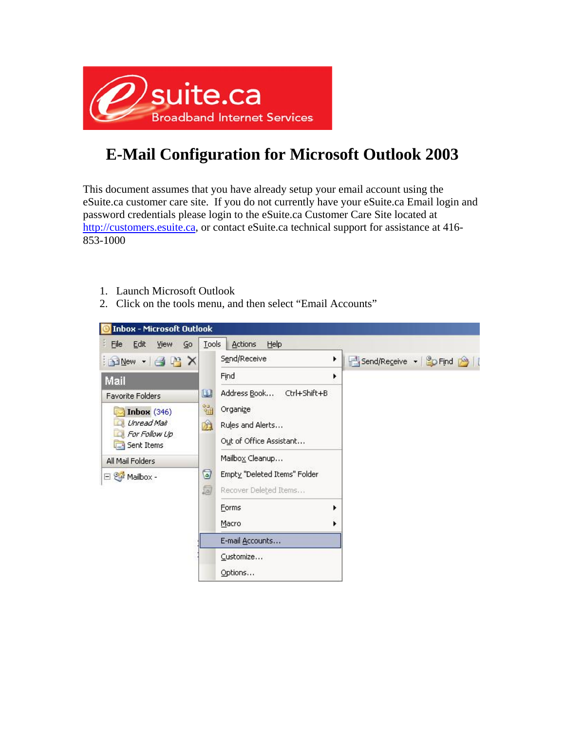# E-Mail Configuration for Microsoft Outlook 2003

This document assumes that you have already setup your email account using the eSuite.ca customer care site. If you do not currently have your eSuite.ca Email login and password credentials please login to the eSuite.ca Customer Care Site located at http://customers.esuite.ca, or contact eSuite.ca technical support for assistance at 416-853-1000

1. Launch Microsoft Outlook
2. Click on the tools menu, and then select "Email Accounts"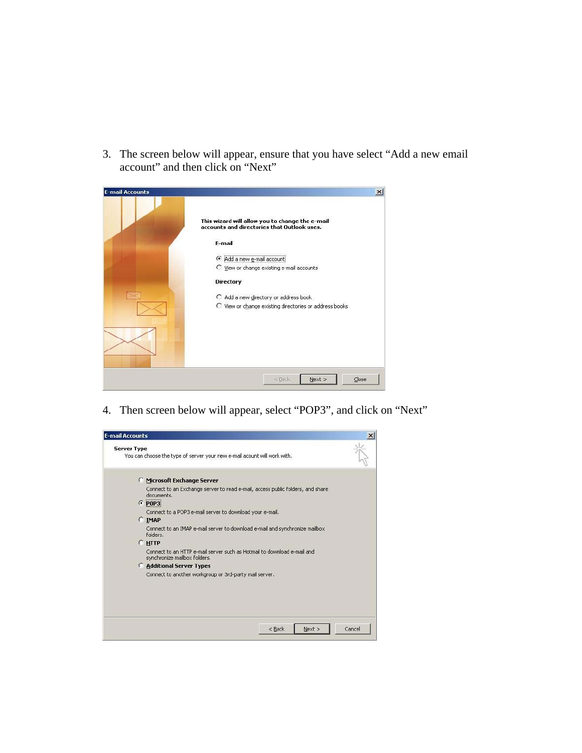3. The screen below will appear, ensure that you have select “Add a new email account” and then click on “Next”

4. Then screen below will appear, select “POP3”, and click on “Next”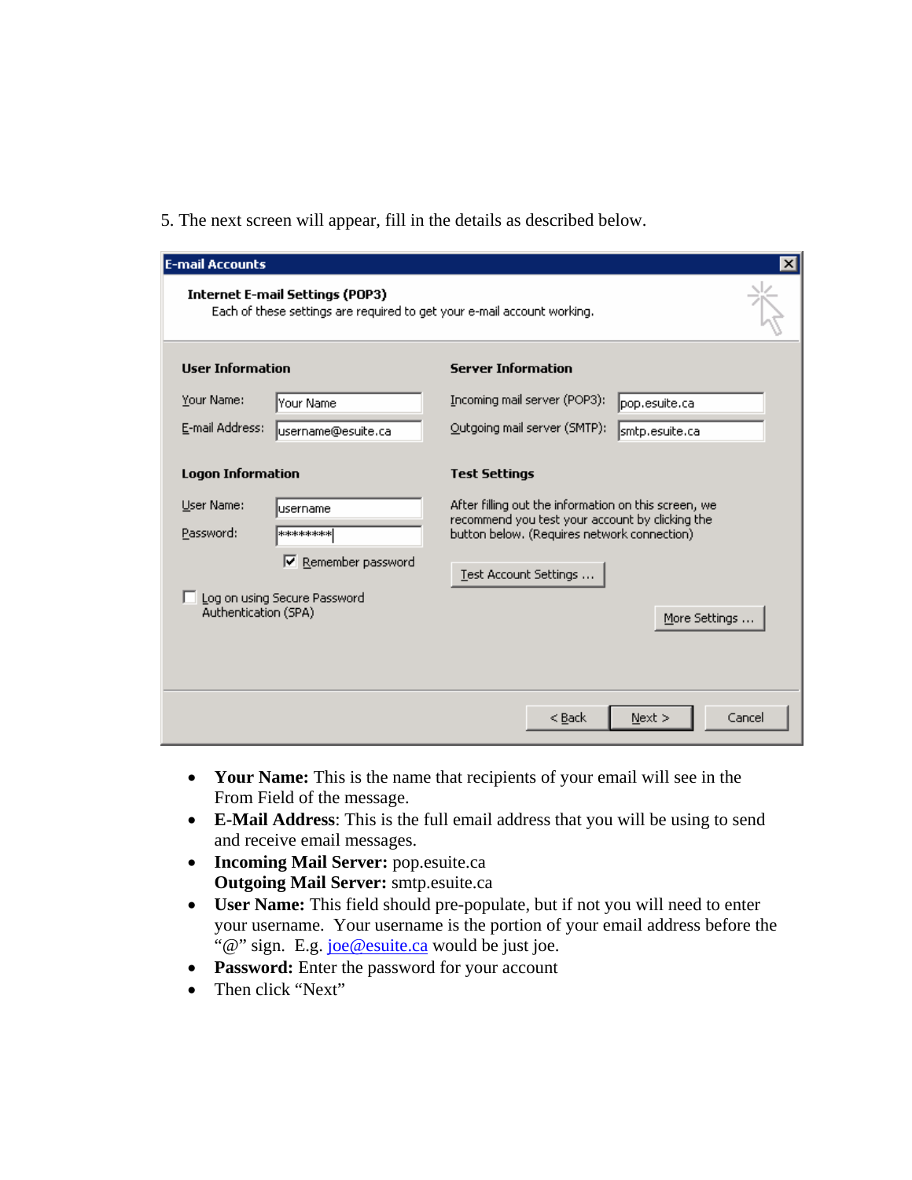5. The next screen will appear, fill in the details as described below.

- **Your Name:** This is the name that recipients of your email will see in the From Field of the message.
- **E-Mail Address**: This is the full email address that you will be using to send and receive email messages.
- **Incoming Mail Server:** pop.esuite.ca
  **Outgoing Mail Server:** smtp.esuite.ca
- **User Name:** This field should pre-populate, but if not you will need to enter your username. Your username is the portion of your email address before the "@" sign. E.g. joe@esuite.ca would be just joe.
- **Password:** Enter the password for your account
- Then click "Next"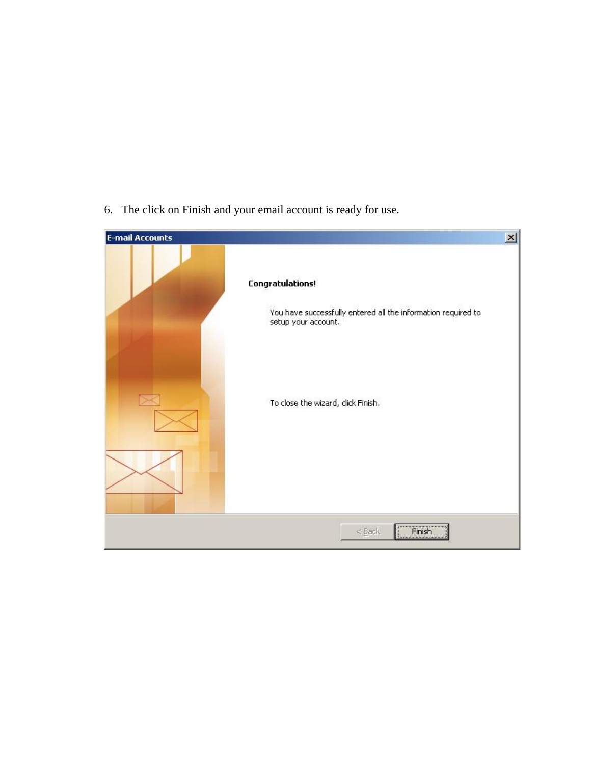6. The click on Finish and your email account is ready for use.

E-mail Accounts

**Congratulations!**

You have successfully entered all the information required to setup your account.

To close the wizard, click Finish.

< Back | Finish